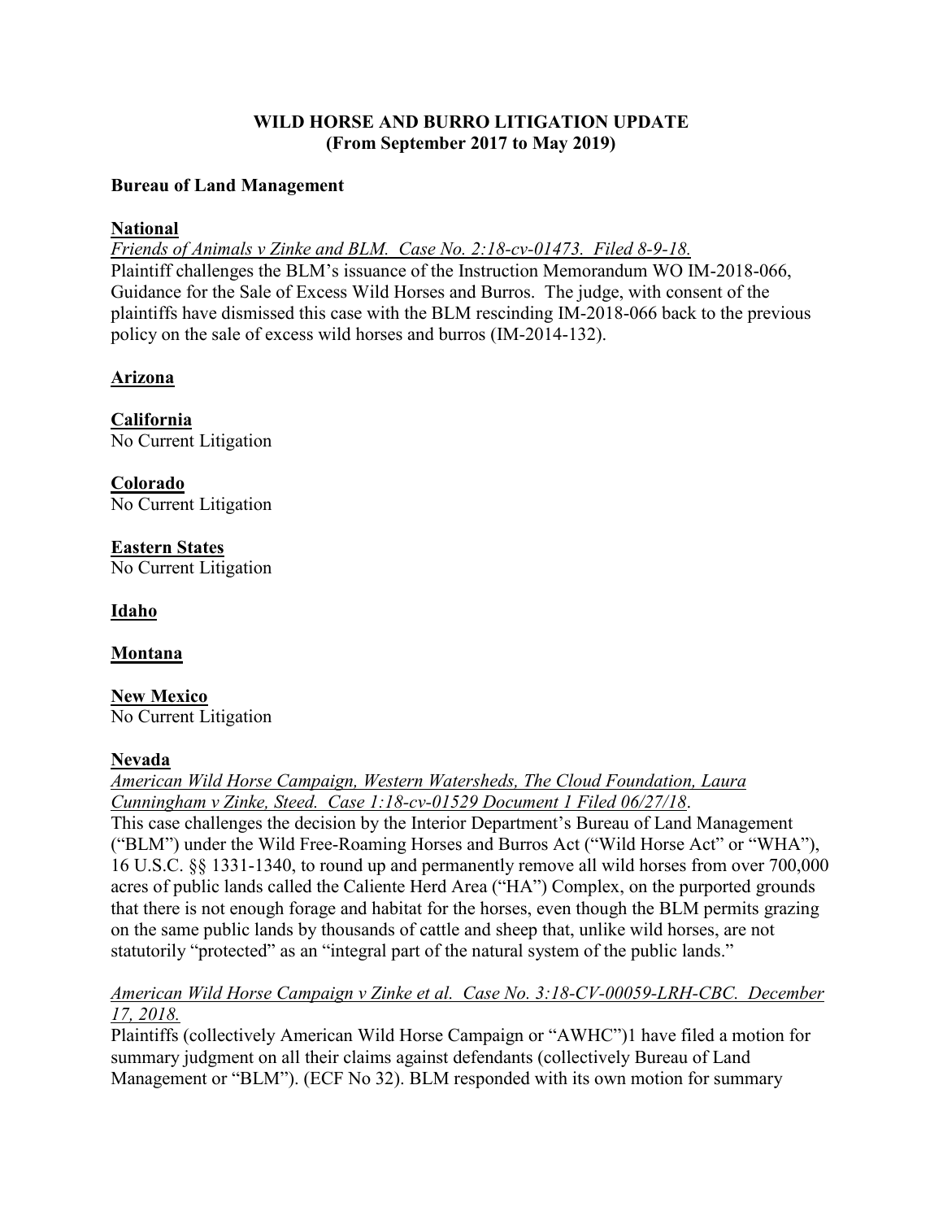# WILD HORSE AND BURRO LITIGATION UPDATE
## (From September 2017 to May 2019)

**Bureau of Land Management**

**National**

*Friends of Animals v Zinke and BLM. Case No. 2:18-cv-01473. Filed 8-9-18.*

Plaintiff challenges the BLM's issuance of the Instruction Memorandum WO IM-2018-066, Guidance for the Sale of Excess Wild Horses and Burros. The judge, with consent of the plaintiffs have dismissed this case with the BLM rescinding IM-2018-066 back to the previous policy on the sale of excess wild horses and burros (IM-2014-132).

**Arizona**

**California**

No Current Litigation

**Colorado**

No Current Litigation

**Eastern States**

No Current Litigation

**Idaho**

**Montana**

**New Mexico**

No Current Litigation

**Nevada**

*American Wild Horse Campaign, Western Watersheds, The Cloud Foundation, Laura Cunningham v Zinke, Steed. Case 1:18-cv-01529 Document 1 Filed 06/27/18.*

This case challenges the decision by the Interior Department's Bureau of Land Management ("BLM") under the Wild Free-Roaming Horses and Burros Act ("Wild Horse Act" or "WHA"), 16 U.S.C. §§ 1331-1340, to round up and permanently remove all wild horses from over 700,000 acres of public lands called the Caliente Herd Area ("HA") Complex, on the purported grounds that there is not enough forage and habitat for the horses, even though the BLM permits grazing on the same public lands by thousands of cattle and sheep that, unlike wild horses, are not statutorily "protected" as an "integral part of the natural system of the public lands."

*American Wild Horse Campaign v Zinke et al. Case No. 3:18-CV-00059-LRH-CBC. December 17, 2018.*

Plaintiffs (collectively American Wild Horse Campaign or "AWHC")1 have filed a motion for summary judgment on all their claims against defendants (collectively Bureau of Land Management or "BLM"). (ECF No 32). BLM responded with its own motion for summary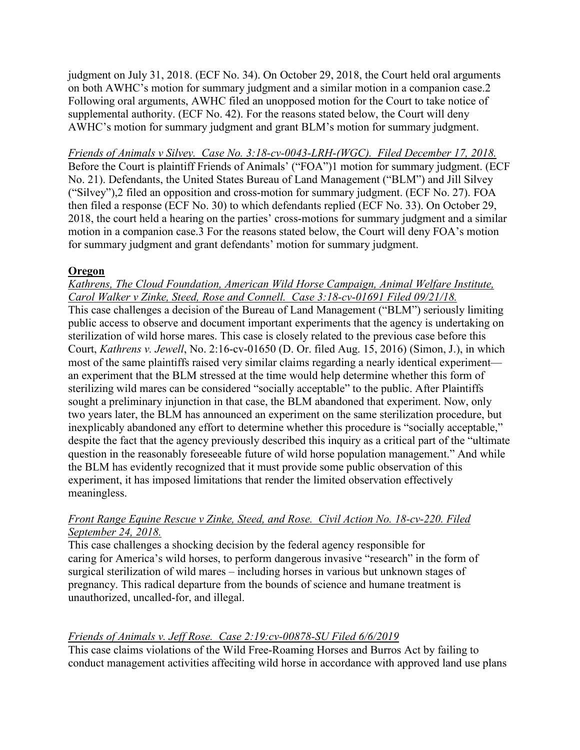judgment on July 31, 2018. (ECF No. 34). On October 29, 2018, the Court held oral arguments on both AWHC's motion for summary judgment and a similar motion in a companion case.2 Following oral arguments, AWHC filed an unopposed motion for the Court to take notice of supplemental authority. (ECF No. 42). For the reasons stated below, the Court will deny AWHC's motion for summary judgment and grant BLM's motion for summary judgment.

*Friends of Animals v Silvey. Case No. 3:18-cv-0043-LRH-(WGC). Filed December 17, 2018.*
Before the Court is plaintiff Friends of Animals' ("FOA")1 motion for summary judgment. (ECF No. 21). Defendants, the United States Bureau of Land Management ("BLM") and Jill Silvey ("Silvey"),2 filed an opposition and cross-motion for summary judgment. (ECF No. 27). FOA then filed a response (ECF No. 30) to which defendants replied (ECF No. 33). On October 29, 2018, the court held a hearing on the parties' cross-motions for summary judgment and a similar motion in a companion case.3 For the reasons stated below, the Court will deny FOA's motion for summary judgment and grant defendants' motion for summary judgment.

**Oregon**

*Kathrens, The Cloud Foundation, American Wild Horse Campaign, Animal Welfare Institute, Carol Walker v Zinke, Steed, Rose and Connell. Case 3:18-cv-01691 Filed 09/21/18.*
This case challenges a decision of the Bureau of Land Management ("BLM") seriously limiting public access to observe and document important experiments that the agency is undertaking on sterilization of wild horse mares. This case is closely related to the previous case before this Court, *Kathrens v. Jewell*, No. 2:16-cv-01650 (D. Or. filed Aug. 15, 2016) (Simon, J.), in which most of the same plaintiffs raised very similar claims regarding a nearly identical experiment—an experiment that the BLM stressed at the time would help determine whether this form of sterilizing wild mares can be considered "socially acceptable" to the public. After Plaintiffs sought a preliminary injunction in that case, the BLM abandoned that experiment. Now, only two years later, the BLM has announced an experiment on the same sterilization procedure, but inexplicably abandoned any effort to determine whether this procedure is "socially acceptable," despite the fact that the agency previously described this inquiry as a critical part of the "ultimate question in the reasonably foreseeable future of wild horse population management." And while the BLM has evidently recognized that it must provide some public observation of this experiment, it has imposed limitations that render the limited observation effectively meaningless.

*Front Range Equine Rescue v Zinke, Steed, and Rose. Civil Action No. 18-cv-220. Filed September 24, 2018.*
This case challenges a shocking decision by the federal agency responsible for caring for America's wild horses, to perform dangerous invasive "research" in the form of surgical sterilization of wild mares – including horses in various but unknown stages of pregnancy. This radical departure from the bounds of science and humane treatment is unauthorized, uncalled-for, and illegal.

*Friends of Animals v. Jeff Rose. Case 2:19:cv-00878-SU Filed 6/6/2019*
This case claims violations of the Wild Free-Roaming Horses and Burros Act by failing to conduct management activities affeciting wild horse in accordance with approved land use plans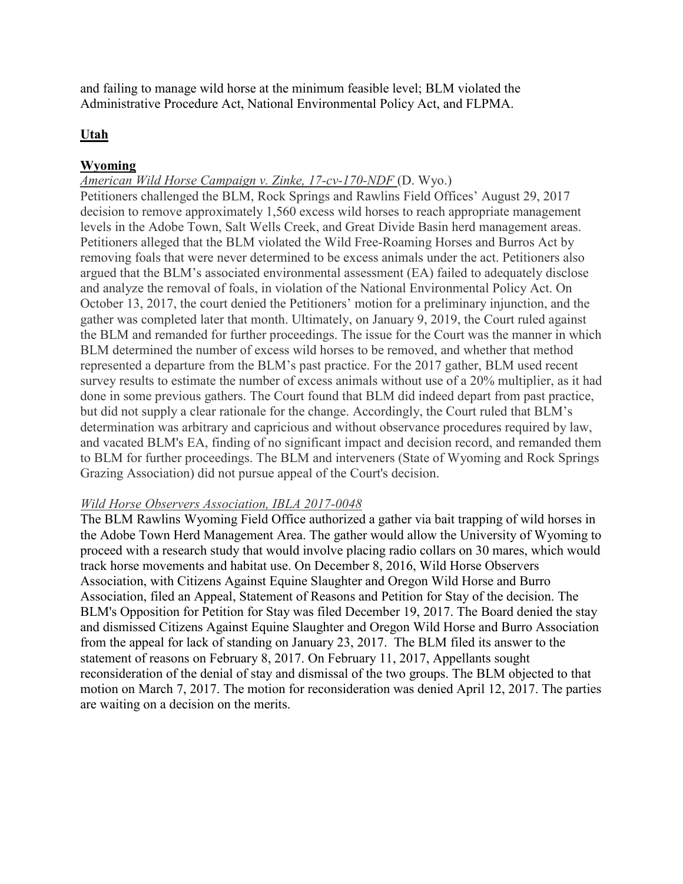and failing to manage wild horse at the minimum feasible level; BLM violated the Administrative Procedure Act, National Environmental Policy Act, and FLPMA.

## **Utah**

## **Wyoming**

*American Wild Horse Campaign v. Zinke, 17-cv-170-NDF* (D. Wyo.)

Petitioners challenged the BLM, Rock Springs and Rawlins Field Offices' August 29, 2017 decision to remove approximately 1,560 excess wild horses to reach appropriate management levels in the Adobe Town, Salt Wells Creek, and Great Divide Basin herd management areas. Petitioners alleged that the BLM violated the Wild Free-Roaming Horses and Burros Act by removing foals that were never determined to be excess animals under the act. Petitioners also argued that the BLM's associated environmental assessment (EA) failed to adequately disclose and analyze the removal of foals, in violation of the National Environmental Policy Act. On October 13, 2017, the court denied the Petitioners' motion for a preliminary injunction, and the gather was completed later that month. Ultimately, on January 9, 2019, the Court ruled against the BLM and remanded for further proceedings. The issue for the Court was the manner in which BLM determined the number of excess wild horses to be removed, and whether that method represented a departure from the BLM's past practice. For the 2017 gather, BLM used recent survey results to estimate the number of excess animals without use of a 20% multiplier, as it had done in some previous gathers. The Court found that BLM did indeed depart from past practice, but did not supply a clear rationale for the change. Accordingly, the Court ruled that BLM's determination was arbitrary and capricious and without observance procedures required by law, and vacated BLM's EA, finding of no significant impact and decision record, and remanded them to BLM for further proceedings. The BLM and interveners (State of Wyoming and Rock Springs Grazing Association) did not pursue appeal of the Court's decision.

*Wild Horse Observers Association, IBLA 2017-0048*

The BLM Rawlins Wyoming Field Office authorized a gather via bait trapping of wild horses in the Adobe Town Herd Management Area. The gather would allow the University of Wyoming to proceed with a research study that would involve placing radio collars on 30 mares, which would track horse movements and habitat use. On December 8, 2016, Wild Horse Observers Association, with Citizens Against Equine Slaughter and Oregon Wild Horse and Burro Association, filed an Appeal, Statement of Reasons and Petition for Stay of the decision. The BLM's Opposition for Petition for Stay was filed December 19, 2017. The Board denied the stay and dismissed Citizens Against Equine Slaughter and Oregon Wild Horse and Burro Association from the appeal for lack of standing on January 23, 2017. The BLM filed its answer to the statement of reasons on February 8, 2017. On February 11, 2017, Appellants sought reconsideration of the denial of stay and dismissal of the two groups. The BLM objected to that motion on March 7, 2017. The motion for reconsideration was denied April 12, 2017. The parties are waiting on a decision on the merits.